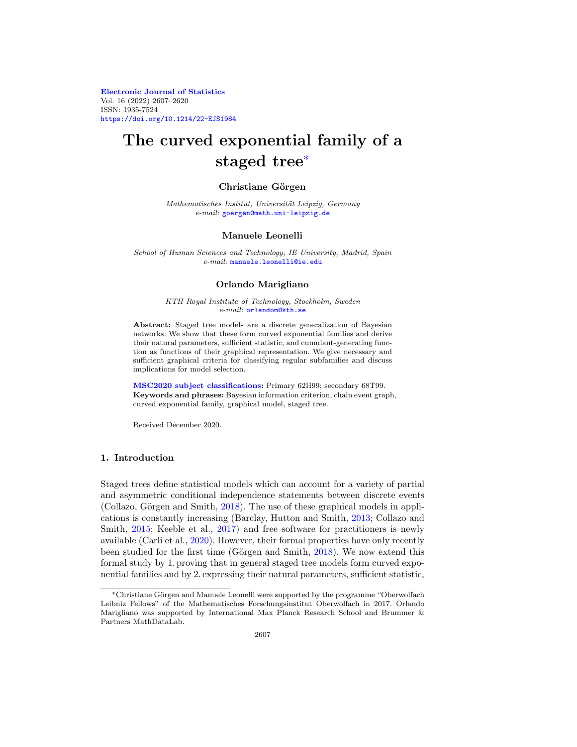Electronic Journal of Statistics
Vol. 16 (2022) 2607–2620
ISSN: 1935-7524
https://doi.org/10.1214/22-EJS1984

# The curved exponential family of a staged tree*

**Christiane Görgen**

*Mathematisches Institut, Universität Leipzig, Germany*
*e-mail:* goergen@math.uni-leipzig.de

**Manuele Leonelli**

*School of Human Sciences and Technology, IE University, Madrid, Spain*
*e-mail:* manuele.leonelli@ie.edu

**Orlando Marigliano**

*KTH Royal Institute of Technology, Stockholm, Sweden*
*e-mail:* orlandom@kth.se

**Abstract:** Staged tree models are a discrete generalization of Bayesian networks. We show that these form curved exponential families and derive their natural parameters, sufficient statistic, and cumulant-generating function as functions of their graphical representation. We give necessary and sufficient graphical criteria for classifying regular subfamilies and discuss implications for model selection.

**MSC2020 subject classifications:** Primary 62H99; secondary 68T99.
**Keywords and phrases:** Bayesian information criterion, chain event graph, curved exponential family, graphical model, staged tree.

Received December 2020.

## 1. Introduction

Staged trees define statistical models which can account for a variety of partial and asymmetric conditional independence statements between discrete events (Collazo, Görgen and Smith, 2018). The use of these graphical models in applications is constantly increasing (Barclay, Hutton and Smith, 2013; Collazo and Smith, 2015; Keeble et al., 2017) and free software for practitioners is newly available (Carli et al., 2020). However, their formal properties have only recently been studied for the first time (Görgen and Smith, 2018). We now extend this formal study by 1. proving that in general staged tree models form curved exponential families and by 2. expressing their natural parameters, sufficient statistic,

*Christiane Görgen and Manuele Leonelli were supported by the programme "Oberwolfach Leibniz Fellows" of the Mathematisches Forschungsinstitut Oberwolfach in 2017. Orlando Marigliano was supported by International Max Planck Research School and Brummer & Partners MathDataLab.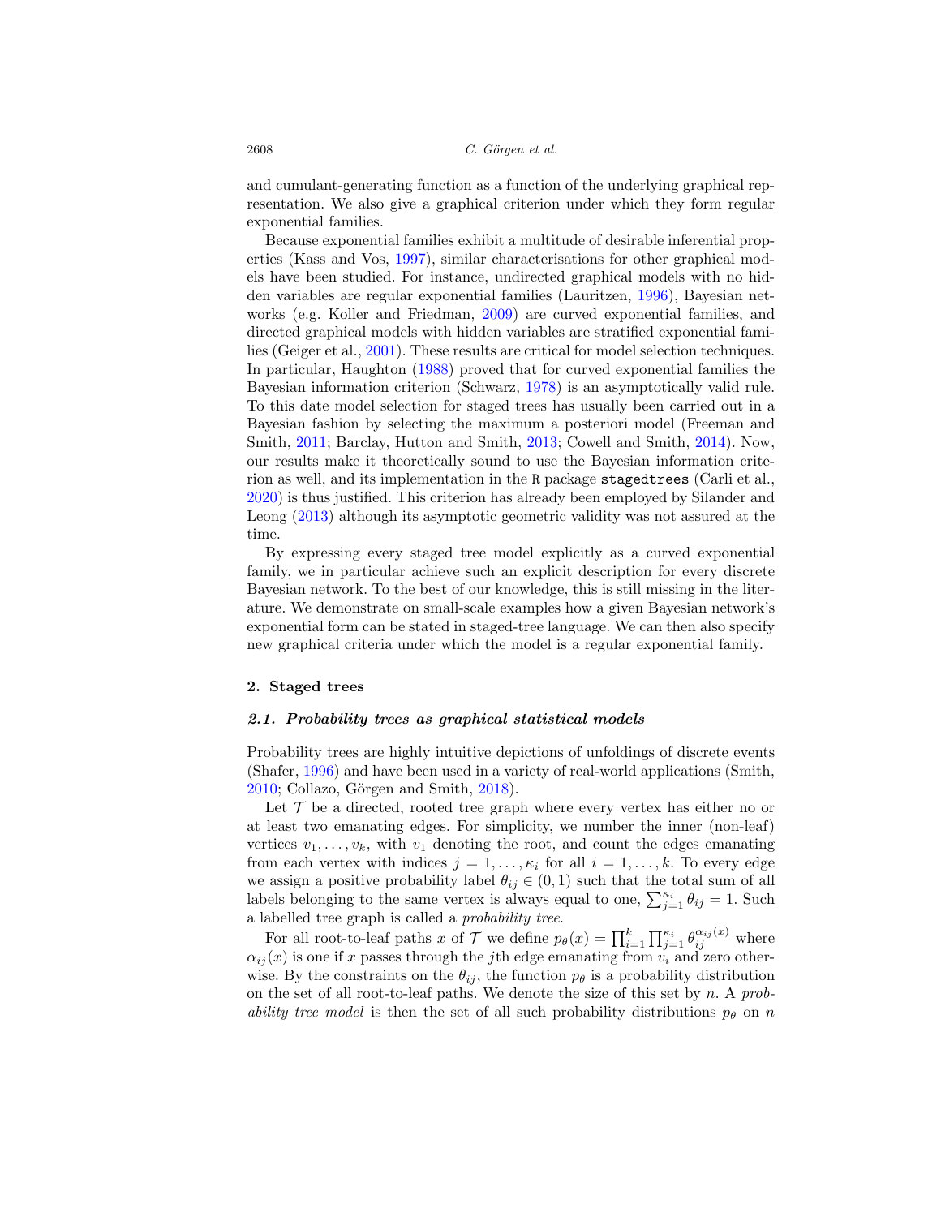and cumulant-generating function as a function of the underlying graphical representation. We also give a graphical criterion under which they form regular exponential families.

Because exponential families exhibit a multitude of desirable inferential properties (Kass and Vos, 1997), similar characterisations for other graphical models have been studied. For instance, undirected graphical models with no hidden variables are regular exponential families (Lauritzen, 1996), Bayesian networks (e.g. Koller and Friedman, 2009) are curved exponential families, and directed graphical models with hidden variables are stratified exponential families (Geiger et al., 2001). These results are critical for model selection techniques. In particular, Haughton (1988) proved that for curved exponential families the Bayesian information criterion (Schwarz, 1978) is an asymptotically valid rule. To this date model selection for staged trees has usually been carried out in a Bayesian fashion by selecting the maximum a posteriori model (Freeman and Smith, 2011; Barclay, Hutton and Smith, 2013; Cowell and Smith, 2014). Now, our results make it theoretically sound to use the Bayesian information criterion as well, and its implementation in the `R` package `stagedtrees` (Carli et al., 2020) is thus justified. This criterion has already been employed by Silander and Leong (2013) although its asymptotic geometric validity was not assured at the time.

By expressing every staged tree model explicitly as a curved exponential family, we in particular achieve such an explicit description for every discrete Bayesian network. To the best of our knowledge, this is still missing in the literature. We demonstrate on small-scale examples how a given Bayesian network's exponential form can be stated in staged-tree language. We can then also specify new graphical criteria under which the model is a regular exponential family.

## 2. Staged trees

### 2.1. Probability trees as graphical statistical models

Probability trees are highly intuitive depictions of unfoldings of discrete events (Shafer, 1996) and have been used in a variety of real-world applications (Smith, 2010; Collazo, Görgen and Smith, 2018).

Let $\mathcal{T}$ be a directed, rooted tree graph where every vertex has either no or at least two emanating edges. For simplicity, we number the inner (non-leaf) vertices $v_1, \ldots, v_k$, with $v_1$ denoting the root, and count the edges emanating from each vertex with indices $j = 1, \ldots, \kappa_i$ for all $i = 1, \ldots, k$. To every edge we assign a positive probability label $\theta_{ij} \in (0, 1)$ such that the total sum of all labels belonging to the same vertex is always equal to one, $\sum_{j=1}^{\kappa_i} \theta_{ij} = 1$. Such a labelled tree graph is called a *probability tree*.

For all root-to-leaf paths $x$ of $\mathcal{T}$ we define $p_\theta(x) = \prod_{i=1}^{k} \prod_{j=1}^{\kappa_i} \theta_{ij}^{\alpha_{ij}(x)}$ where $\alpha_{ij}(x)$ is one if $x$ passes through the $j$th edge emanating from $v_i$ and zero otherwise. By the constraints on the $\theta_{ij}$, the function $p_\theta$ is a probability distribution on the set of all root-to-leaf paths. We denote the size of this set by $n$. A *probability tree model* is then the set of all such probability distributions $p_\theta$ on $n$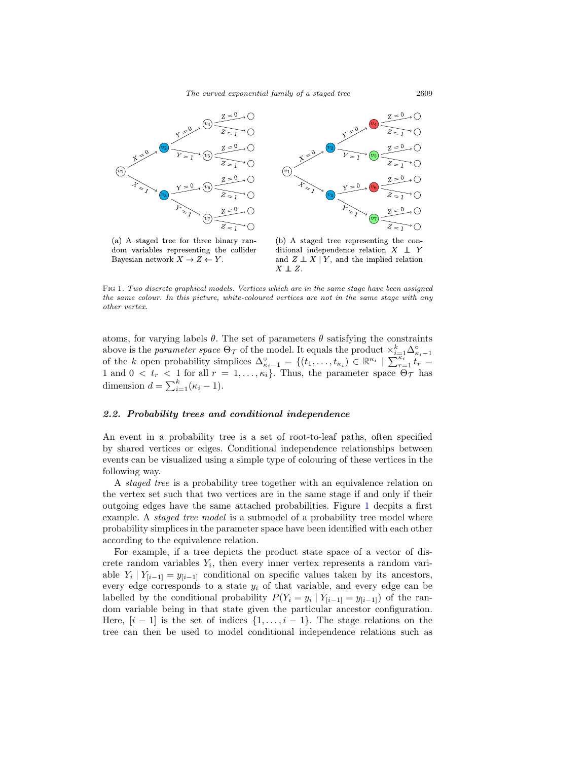(a) A staged tree for three binary random variables representing the collider Bayesian network $X \to Z \leftarrow Y$.

(b) A staged tree representing the conditional independence relation $X \perp\!\!\!\perp Y$ and $Z \perp\!\!\!\perp X \mid Y$, and the implied relation $X \perp\!\!\!\perp Z$.

FIG 1. *Two discrete graphical models. Vertices which are in the same stage have been assigned the same colour. In this picture, white-coloured vertices are not in the same stage with any other vertex.*

atoms, for varying labels $\theta$. The set of parameters $\theta$ satisfying the constraints above is the *parameter space* $\Theta_{\mathcal{T}}$ of the model. It equals the product $\times_{i=1}^{k} \Delta_{\kappa_i - 1}^{\circ}$ of the $k$ open probability simplices $\Delta_{\kappa_i-1}^{\circ} = \{(t_1, \dots, t_{\kappa_i}) \in \mathbb{R}^{\kappa_i} \mid \sum_{r=1}^{\kappa_i} t_r = 1 \text{ and } 0 < t_r < 1 \text{ for all } r = 1, \dots, \kappa_i\}$. Thus, the parameter space $\Theta_{\mathcal{T}}$ has dimension $d = \sum_{i=1}^{k}(\kappa_i - 1)$.

### 2.2. *Probability trees and conditional independence*

An event in a probability tree is a set of root-to-leaf paths, often specified by shared vertices or edges. Conditional independence relationships between events can be visualized using a simple type of colouring of these vertices in the following way.

A *staged tree* is a probability tree together with an equivalence relation on the vertex set such that two vertices are in the same stage if and only if their outgoing edges have the same attached probabilities. Figure 1 decpits a first example. A *staged tree model* is a submodel of a probability tree model where probability simplices in the parameter space have been identified with each other according to the equivalence relation.

For example, if a tree depicts the product state space of a vector of discrete random variables $Y_i$, then every inner vertex represents a random variable $Y_i \mid Y_{[i-1]} = y_{[i-1]}$ conditional on specific values taken by its ancestors, every edge corresponds to a state $y_i$ of that variable, and every edge can be labelled by the conditional probability $P(Y_i = y_i \mid Y_{[i-1]} = y_{[i-1]})$ of the random variable being in that state given the particular ancestor configuration. Here, $[i-1]$ is the set of indices $\{1, \dots, i-1\}$. The stage relations on the tree can then be used to model conditional independence relations such as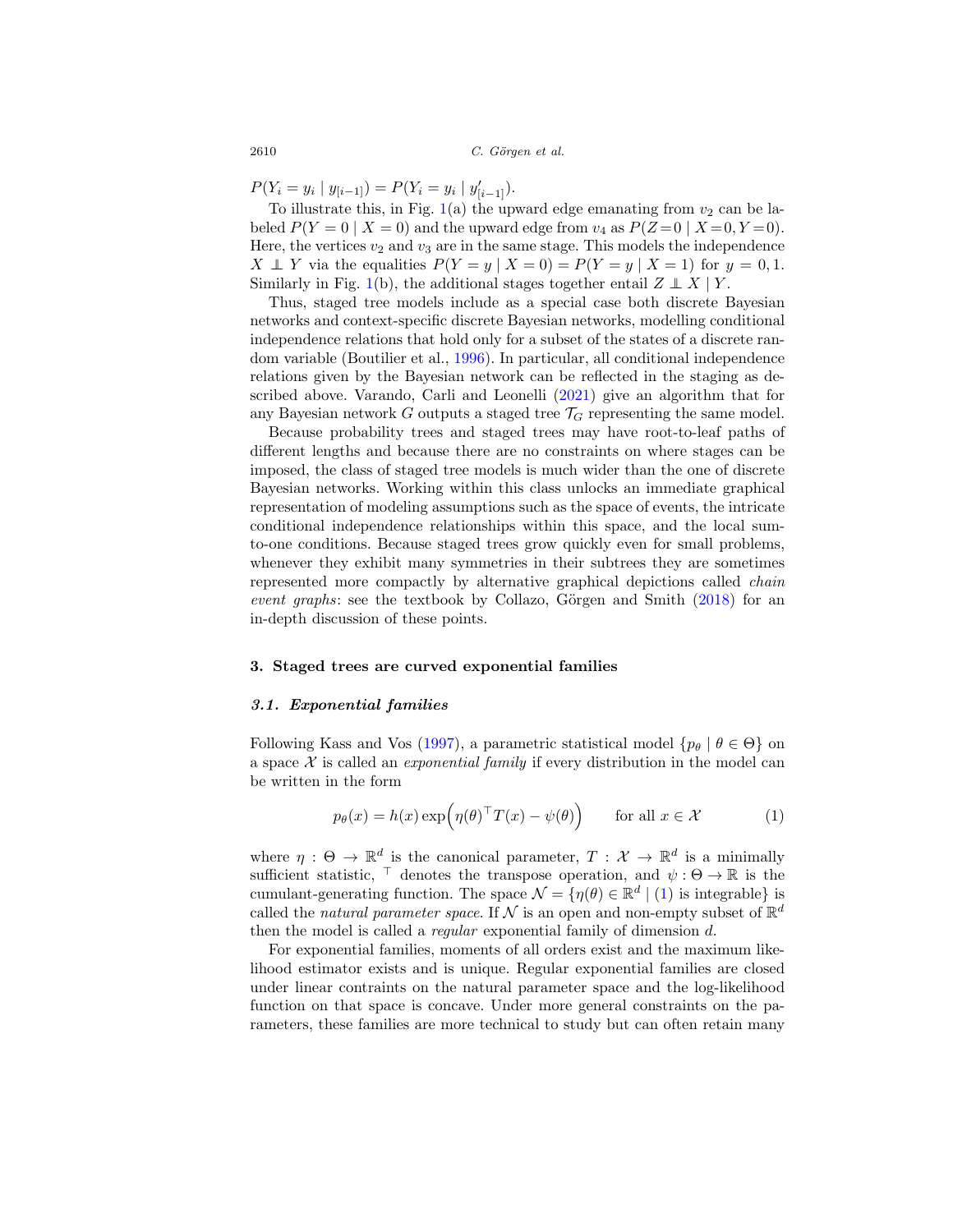$P(Y_i = y_i \mid y_{[i-1]}) = P(Y_i = y_i \mid y'_{[i-1]})$.

To illustrate this, in Fig. 1(a) the upward edge emanating from $v_2$ can be labeled $P(Y = 0 \mid X = 0)$ and the upward edge from $v_4$ as $P(Z = 0 \mid X = 0, Y = 0)$. Here, the vertices $v_2$ and $v_3$ are in the same stage. This models the independence $X \perp\!\!\!\perp Y$ via the equalities $P(Y = y \mid X = 0) = P(Y = y \mid X = 1)$ for $y = 0, 1$. Similarly in Fig. 1(b), the additional stages together entail $Z \perp\!\!\!\perp X \mid Y$.

Thus, staged tree models include as a special case both discrete Bayesian networks and context-specific discrete Bayesian networks, modelling conditional independence relations that hold only for a subset of the states of a discrete random variable (Boutilier et al., 1996). In particular, all conditional independence relations given by the Bayesian network can be reflected in the staging as described above. Varando, Carli and Leonelli (2021) give an algorithm that for any Bayesian network $G$ outputs a staged tree $\mathcal{T}_G$ representing the same model.

Because probability trees and staged trees may have root-to-leaf paths of different lengths and because there are no constraints on where stages can be imposed, the class of staged tree models is much wider than the one of discrete Bayesian networks. Working within this class unlocks an immediate graphical representation of modeling assumptions such as the space of events, the intricate conditional independence relationships within this space, and the local sum-to-one conditions. Because staged trees grow quickly even for small problems, whenever they exhibit many symmetries in their subtrees they are sometimes represented more compactly by alternative graphical depictions called *chain event graphs*: see the textbook by Collazo, Görgen and Smith (2018) for an in-depth discussion of these points.

## 3. Staged trees are curved exponential families

### 3.1. Exponential families

Following Kass and Vos (1997), a parametric statistical model $\{p_\theta \mid \theta \in \Theta\}$ on a space $\mathcal{X}$ is called an *exponential family* if every distribution in the model can be written in the form

$$p_\theta(x) = h(x) \exp\Big(\eta(\theta)^\top T(x) - \psi(\theta)\Big) \qquad \text{for all } x \in \mathcal{X} \tag{1}$$

where $\eta : \Theta \to \mathbb{R}^d$ is the canonical parameter, $T : \mathcal{X} \to \mathbb{R}^d$ is a minimally sufficient statistic, $^\top$ denotes the transpose operation, and $\psi : \Theta \to \mathbb{R}$ is the cumulant-generating function. The space $\mathcal{N} = \{\eta(\theta) \in \mathbb{R}^d \mid (1) \text{ is integrable}\}$ is called the *natural parameter space*. If $\mathcal{N}$ is an open and non-empty subset of $\mathbb{R}^d$ then the model is called a *regular* exponential family of dimension $d$.

For exponential families, moments of all orders exist and the maximum likelihood estimator exists and is unique. Regular exponential families are closed under linear contraints on the natural parameter space and the log-likelihood function on that space is concave. Under more general constraints on the parameters, these families are more technical to study but can often retain many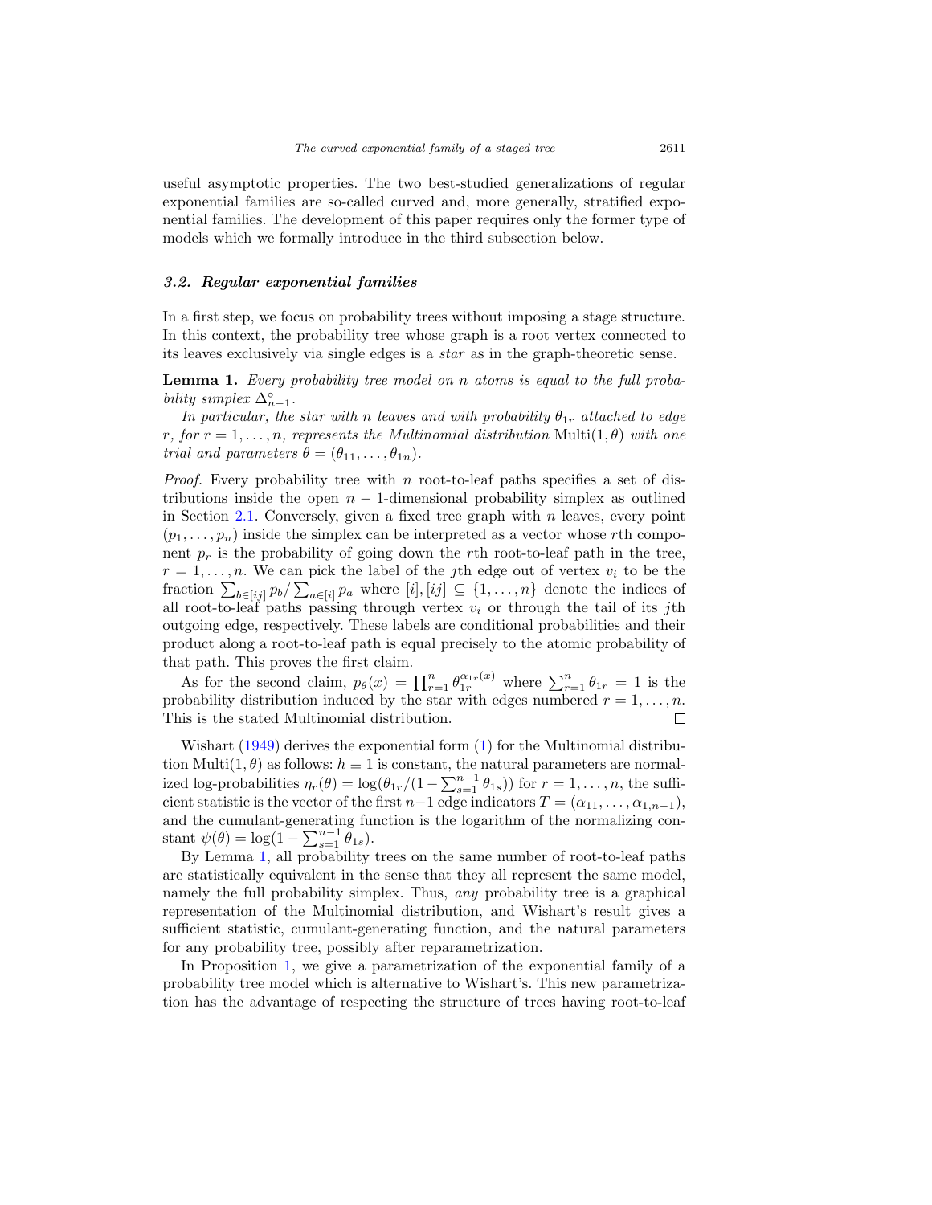useful asymptotic properties. The two best-studied generalizations of regular exponential families are so-called curved and, more generally, stratified exponential families. The development of this paper requires only the former type of models which we formally introduce in the third subsection below.

### *3.2. Regular exponential families*

In a first step, we focus on probability trees without imposing a stage structure. In this context, the probability tree whose graph is a root vertex connected to its leaves exclusively via single edges is a *star* as in the graph-theoretic sense.

**Lemma 1.** *Every probability tree model on n atoms is equal to the full probability simplex* $\Delta^{\circ}_{n-1}$*.*

*In particular, the star with n leaves and with probability* $\theta_{1r}$ *attached to edge r, for* $r = 1, \ldots, n$*, represents the Multinomial distribution* $\text{Multi}(1, \theta)$ *with one trial and parameters* $\theta = (\theta_{11}, \ldots, \theta_{1n})$*.*

*Proof.* Every probability tree with $n$ root-to-leaf paths specifies a set of distributions inside the open $n-1$-dimensional probability simplex as outlined in Section 2.1. Conversely, given a fixed tree graph with $n$ leaves, every point $(p_1, \ldots, p_n)$ inside the simplex can be interpreted as a vector whose $r$th component $p_r$ is the probability of going down the $r$th root-to-leaf path in the tree, $r = 1, \ldots, n$. We can pick the label of the $j$th edge out of vertex $v_i$ to be the fraction $\sum_{b \in [ij]} p_b / \sum_{a \in [i]} p_a$ where $[i], [ij] \subseteq \{1, \ldots, n\}$ denote the indices of all root-to-leaf paths passing through vertex $v_i$ or through the tail of its $j$th outgoing edge, respectively. These labels are conditional probabilities and their product along a root-to-leaf path is equal precisely to the atomic probability of that path. This proves the first claim.

As for the second claim, $p_\theta(x) = \prod_{r=1}^{n} \theta_{1r}^{\alpha_{1r}(x)}$ where $\sum_{r=1}^{n} \theta_{1r} = 1$ is the probability distribution induced by the star with edges numbered $r = 1, \ldots, n$. This is the stated Multinomial distribution. □

Wishart (1949) derives the exponential form (1) for the Multinomial distribution $\text{Multi}(1, \theta)$ as follows: $h \equiv 1$ is constant, the natural parameters are normalized log-probabilities $\eta_r(\theta) = \log(\theta_{1r}/(1 - \sum_{s=1}^{n-1} \theta_{1s}))$ for $r = 1, \ldots, n$, the sufficient statistic is the vector of the first $n-1$ edge indicators $T = (\alpha_{11}, \ldots, \alpha_{1,n-1})$, and the cumulant-generating function is the logarithm of the normalizing constant $\psi(\theta) = \log(1 - \sum_{s=1}^{n-1} \theta_{1s})$.

By Lemma 1, all probability trees on the same number of root-to-leaf paths are statistically equivalent in the sense that they all represent the same model, namely the full probability simplex. Thus, *any* probability tree is a graphical representation of the Multinomial distribution, and Wishart's result gives a sufficient statistic, cumulant-generating function, and the natural parameters for any probability tree, possibly after reparametrization.

In Proposition 1, we give a parametrization of the exponential family of a probability tree model which is alternative to Wishart's. This new parametrization has the advantage of respecting the structure of trees having root-to-leaf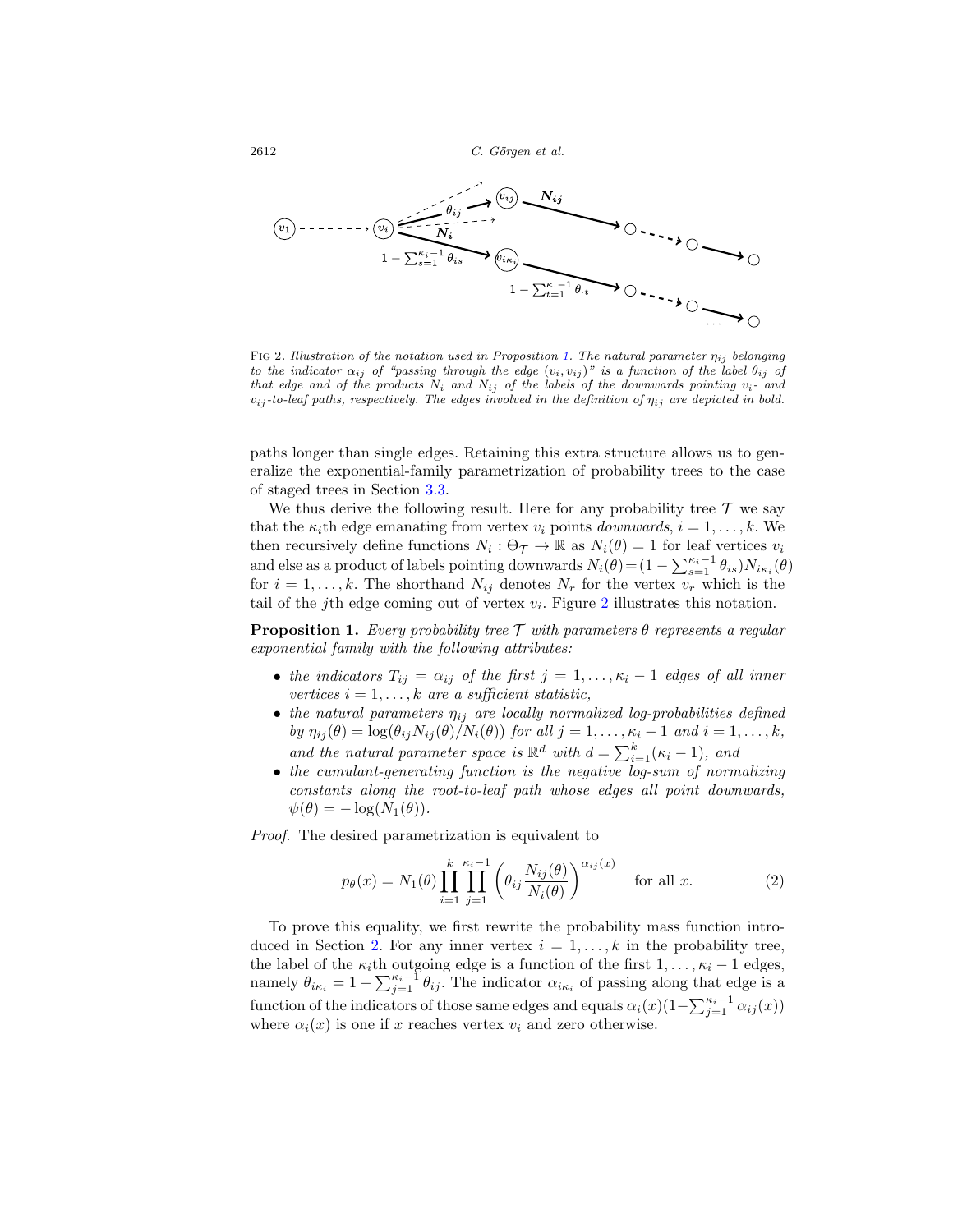FIG 2. *Illustration of the notation used in Proposition 1. The natural parameter $\eta_{ij}$ belonging to the indicator $\alpha_{ij}$ of "passing through the edge $(v_i, v_{ij})$" is a function of the label $\theta_{ij}$ of that edge and of the products $N_i$ and $N_{ij}$ of the labels of the downwards pointing $v_i$- and $v_{ij}$-to-leaf paths, respectively. The edges involved in the definition of $\eta_{ij}$ are depicted in bold.*

paths longer than single edges. Retaining this extra structure allows us to generalize the exponential-family parametrization of probability trees to the case of staged trees in Section 3.3.

We thus derive the following result. Here for any probability tree $\mathcal{T}$ we say that the $\kappa_i$th edge emanating from vertex $v_i$ points *downwards*, $i = 1, \ldots, k$. We then recursively define functions $N_i : \Theta_{\mathcal{T}} \to \mathbb{R}$ as $N_i(\theta) = 1$ for leaf vertices $v_i$ and else as a product of labels pointing downwards $N_i(\theta) = (1 - \sum_{s=1}^{\kappa_i - 1} \theta_{is}) N_{i\kappa_i}(\theta)$ for $i = 1, \ldots, k$. The shorthand $N_{ij}$ denotes $N_r$ for the vertex $v_r$ which is the tail of the $j$th edge coming out of vertex $v_i$. Figure 2 illustrates this notation.

**Proposition 1.** *Every probability tree $\mathcal{T}$ with parameters $\theta$ represents a regular exponential family with the following attributes:*

- *the indicators $T_{ij} = \alpha_{ij}$ of the first $j = 1, \ldots, \kappa_i - 1$ edges of all inner vertices $i = 1, \ldots, k$ are a sufficient statistic,*
- *the natural parameters $\eta_{ij}$ are locally normalized log-probabilities defined by $\eta_{ij}(\theta) = \log(\theta_{ij} N_{ij}(\theta)/N_i(\theta))$ for all $j = 1, \ldots, \kappa_i - 1$ and $i = 1, \ldots, k$, and the natural parameter space is $\mathbb{R}^d$ with $d = \sum_{i=1}^{k}(\kappa_i - 1)$, and*
- *the cumulant-generating function is the negative log-sum of normalizing constants along the root-to-leaf path whose edges all point downwards, $\psi(\theta) = -\log(N_1(\theta))$.*

*Proof.* The desired parametrization is equivalent to

$$p_\theta(x) = N_1(\theta) \prod_{i=1}^{k} \prod_{j=1}^{\kappa_i - 1} \left( \theta_{ij} \frac{N_{ij}(\theta)}{N_i(\theta)} \right)^{\alpha_{ij}(x)} \quad \text{for all } x. \tag{2}$$

To prove this equality, we first rewrite the probability mass function introduced in Section 2. For any inner vertex $i = 1, \ldots, k$ in the probability tree, the label of the $\kappa_i$th outgoing edge is a function of the first $1, \ldots, \kappa_i - 1$ edges, namely $\theta_{i\kappa_i} = 1 - \sum_{j=1}^{\kappa_i - 1} \theta_{ij}$. The indicator $\alpha_{i\kappa_i}$ of passing along that edge is a function of the indicators of those same edges and equals $\alpha_i(x)(1 - \sum_{j=1}^{\kappa_i - 1} \alpha_{ij}(x))$ where $\alpha_i(x)$ is one if $x$ reaches vertex $v_i$ and zero otherwise.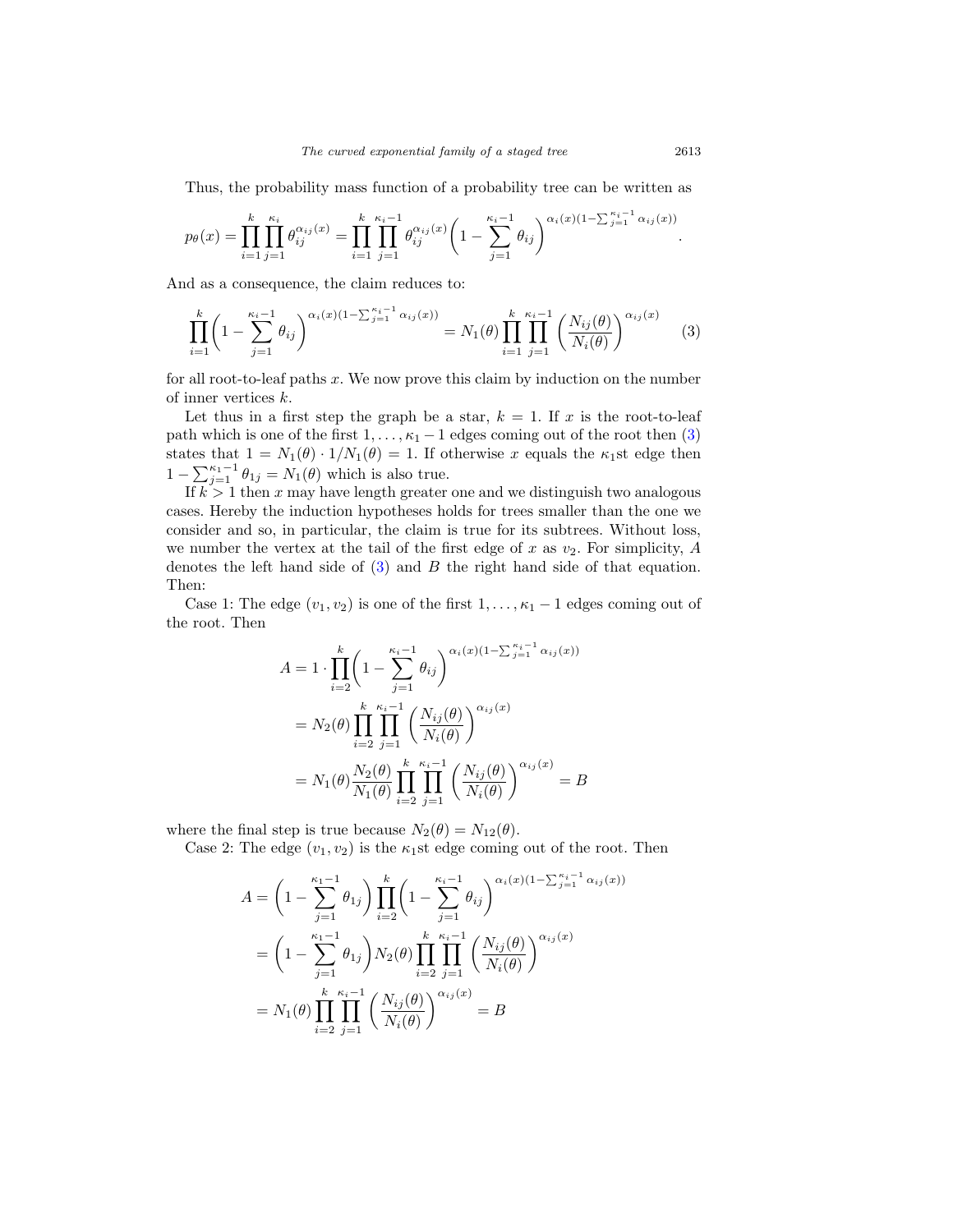Thus, the probability mass function of a probability tree can be written as

$$p_\theta(x) = \prod_{i=1}^{k} \prod_{j=1}^{\kappa_i} \theta_{ij}^{\alpha_{ij}(x)} = \prod_{i=1}^{k} \prod_{j=1}^{\kappa_i - 1} \theta_{ij}^{\alpha_{ij}(x)} \bigg(1 - \sum_{j=1}^{\kappa_i - 1} \theta_{ij}\bigg)^{\alpha_i(x)(1 - \sum_{j=1}^{\kappa_i - 1} \alpha_{ij}(x))}.$$

And as a consequence, the claim reduces to:

$$\prod_{i=1}^{k} \bigg(1 - \sum_{j=1}^{\kappa_i - 1} \theta_{ij}\bigg)^{\alpha_i(x)(1 - \sum_{j=1}^{\kappa_i - 1} \alpha_{ij}(x))} = N_1(\theta) \prod_{i=1}^{k} \prod_{j=1}^{\kappa_i - 1} \left(\frac{N_{ij}(\theta)}{N_i(\theta)}\right)^{\alpha_{ij}(x)} \tag{3}$$

for all root-to-leaf paths $x$. We now prove this claim by induction on the number of inner vertices $k$.

Let thus in a first step the graph be a star, $k = 1$. If $x$ is the root-to-leaf path which is one of the first $1, \dots, \kappa_1 - 1$ edges coming out of the root then (3) states that $1 = N_1(\theta) \cdot 1/N_1(\theta) = 1$. If otherwise $x$ equals the $\kappa_1$st edge then $1 - \sum_{j=1}^{\kappa_1 - 1} \theta_{1j} = N_1(\theta)$ which is also true.

If $k > 1$ then $x$ may have length greater one and we distinguish two analogous cases. Hereby the induction hypotheses holds for trees smaller than the one we consider and so, in particular, the claim is true for its subtrees. Without loss, we number the vertex at the tail of the first edge of $x$ as $v_2$. For simplicity, $A$ denotes the left hand side of (3) and $B$ the right hand side of that equation. Then:

Case 1: The edge $(v_1, v_2)$ is one of the first $1, \dots, \kappa_1 - 1$ edges coming out of the root. Then

$$\begin{aligned}
A &= 1 \cdot \prod_{i=2}^{k} \bigg(1 - \sum_{j=1}^{\kappa_i - 1} \theta_{ij}\bigg)^{\alpha_i(x)(1 - \sum_{j=1}^{\kappa_i - 1} \alpha_{ij}(x))} \\
&= N_2(\theta) \prod_{i=2}^{k} \prod_{j=1}^{\kappa_i - 1} \left(\frac{N_{ij}(\theta)}{N_i(\theta)}\right)^{\alpha_{ij}(x)} \\
&= N_1(\theta) \frac{N_2(\theta)}{N_1(\theta)} \prod_{i=2}^{k} \prod_{j=1}^{\kappa_i - 1} \left(\frac{N_{ij}(\theta)}{N_i(\theta)}\right)^{\alpha_{ij}(x)} = B
\end{aligned}$$

where the final step is true because $N_2(\theta) = N_{12}(\theta)$.

Case 2: The edge $(v_1, v_2)$ is the $\kappa_1$st edge coming out of the root. Then

$$\begin{aligned}
A &= \bigg(1 - \sum_{j=1}^{\kappa_1 - 1} \theta_{1j}\bigg) \prod_{i=2}^{k} \bigg(1 - \sum_{j=1}^{\kappa_i - 1} \theta_{ij}\bigg)^{\alpha_i(x)(1 - \sum_{j=1}^{\kappa_i - 1} \alpha_{ij}(x))} \\
&= \bigg(1 - \sum_{j=1}^{\kappa_1 - 1} \theta_{1j}\bigg) N_2(\theta) \prod_{i=2}^{k} \prod_{j=1}^{\kappa_i - 1} \left(\frac{N_{ij}(\theta)}{N_i(\theta)}\right)^{\alpha_{ij}(x)} \\
&= N_1(\theta) \prod_{i=2}^{k} \prod_{j=1}^{\kappa_i - 1} \left(\frac{N_{ij}(\theta)}{N_i(\theta)}\right)^{\alpha_{ij}(x)} = B
\end{aligned}$$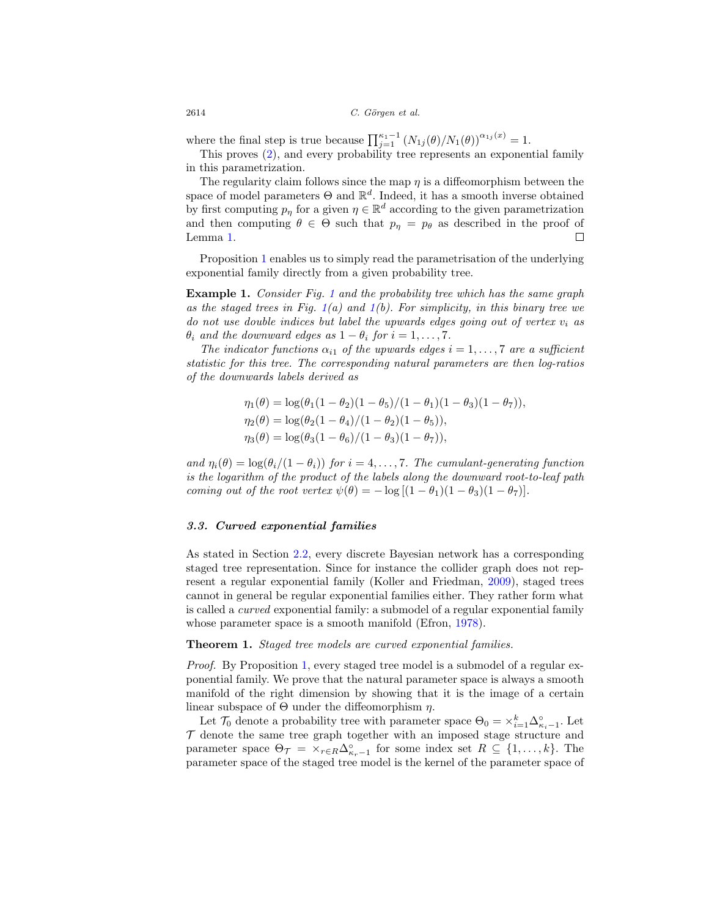where the final step is true because $\prod_{j=1}^{\kappa_1-1}(N_{1j}(\theta)/N_1(\theta))^{\alpha_{1j}(x)} = 1$.

This proves (2), and every probability tree represents an exponential family in this parametrization.

The regularity claim follows since the map $\eta$ is a diffeomorphism between the space of model parameters $\Theta$ and $\mathbb{R}^d$. Indeed, it has a smooth inverse obtained by first computing $p_\eta$ for a given $\eta \in \mathbb{R}^d$ according to the given parametrization and then computing $\theta \in \Theta$ such that $p_\eta = p_\theta$ as described in the proof of Lemma 1. □

Proposition 1 enables us to simply read the parametrisation of the underlying exponential family directly from a given probability tree.

**Example 1.** *Consider Fig. 1 and the probability tree which has the same graph as the staged trees in Fig. 1(a) and 1(b). For simplicity, in this binary tree we do not use double indices but label the upwards edges going out of vertex $v_i$ as $\theta_i$ and the downward edges as $1-\theta_i$ for $i = 1, \ldots, 7$.*

*The indicator functions $\alpha_{i1}$ of the upwards edges $i = 1, \ldots, 7$ are a sufficient statistic for this tree. The corresponding natural parameters are then log-ratios of the downwards labels derived as*

$$
\begin{aligned}
\eta_1(\theta) &= \log(\theta_1(1-\theta_2)(1-\theta_5)/(1-\theta_1)(1-\theta_3)(1-\theta_7)),\\
\eta_2(\theta) &= \log(\theta_2(1-\theta_4)/(1-\theta_2)(1-\theta_5)),\\
\eta_3(\theta) &= \log(\theta_3(1-\theta_6)/(1-\theta_3)(1-\theta_7)),
\end{aligned}
$$

*and $\eta_i(\theta) = \log(\theta_i/(1-\theta_i))$ for $i = 4, \ldots, 7$. The cumulant-generating function is the logarithm of the product of the labels along the downward root-to-leaf path coming out of the root vertex $\psi(\theta) = -\log\left[(1-\theta_1)(1-\theta_3)(1-\theta_7)\right]$.*

### 3.3. Curved exponential families

As stated in Section 2.2, every discrete Bayesian network has a corresponding staged tree representation. Since for instance the collider graph does not represent a regular exponential family (Koller and Friedman, 2009), staged trees cannot in general be regular exponential families either. They rather form what is called a *curved* exponential family: a submodel of a regular exponential family whose parameter space is a smooth manifold (Efron, 1978).

**Theorem 1.** *Staged tree models are curved exponential families.*

*Proof.* By Proposition 1, every staged tree model is a submodel of a regular exponential family. We prove that the natural parameter space is always a smooth manifold of the right dimension by showing that it is the image of a certain linear subspace of $\Theta$ under the diffeomorphism $\eta$.

Let $\mathcal{T}_0$ denote a probability tree with parameter space $\Theta_0 = \times_{i=1}^{k}\Delta^{\circ}_{\kappa_i-1}$. Let $\mathcal{T}$ denote the same tree graph together with an imposed stage structure and parameter space $\Theta_{\mathcal{T}} = \times_{r\in R}\Delta^{\circ}_{\kappa_r-1}$ for some index set $R \subseteq \{1, \ldots, k\}$. The parameter space of the staged tree model is the kernel of the parameter space of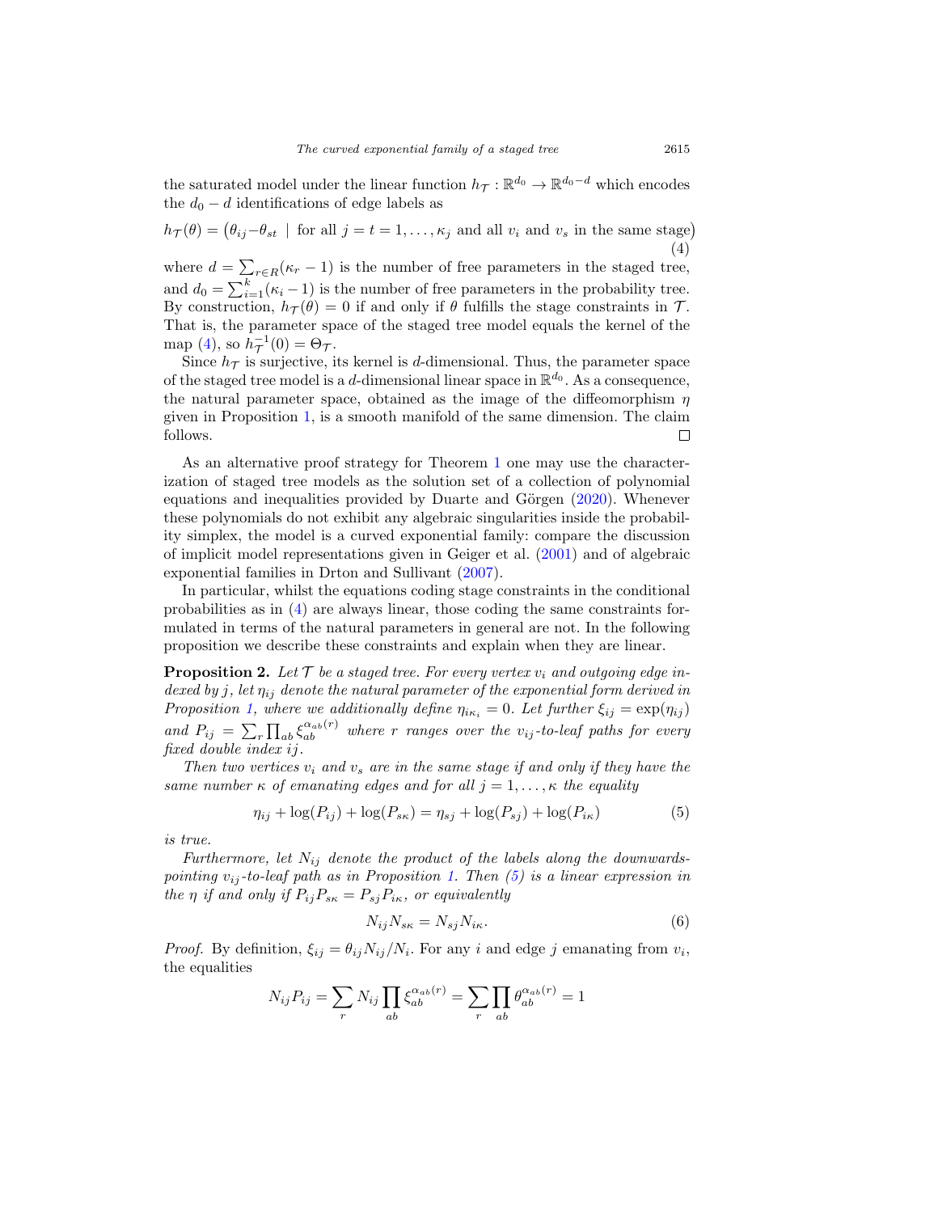the saturated model under the linear function $h_\mathcal{T} : \mathbb{R}^{d_0} \to \mathbb{R}^{d_0-d}$ which encodes the $d_0 - d$ identifications of edge labels as

$$h_\mathcal{T}(\theta) = \big(\theta_{ij} - \theta_{st} \mid \text{for all } j = t = 1, \ldots, \kappa_j \text{ and all } v_i \text{ and } v_s \text{ in the same stage}\big) \tag{4}$$

where $d = \sum_{r \in R}(\kappa_r - 1)$ is the number of free parameters in the staged tree, and $d_0 = \sum_{i=1}^{k}(\kappa_i - 1)$ is the number of free parameters in the probability tree. By construction, $h_\mathcal{T}(\theta) = 0$ if and only if $\theta$ fulfills the stage constraints in $\mathcal{T}$. That is, the parameter space of the staged tree model equals the kernel of the map (4), so $h_\mathcal{T}^{-1}(0) = \Theta_\mathcal{T}$.

Since $h_\mathcal{T}$ is surjective, its kernel is $d$-dimensional. Thus, the parameter space of the staged tree model is a $d$-dimensional linear space in $\mathbb{R}^{d_0}$. As a consequence, the natural parameter space, obtained as the image of the diffeomorphism $\eta$ given in Proposition 1, is a smooth manifold of the same dimension. The claim follows. $\square$

As an alternative proof strategy for Theorem 1 one may use the characterization of staged tree models as the solution set of a collection of polynomial equations and inequalities provided by Duarte and Görgen (2020). Whenever these polynomials do not exhibit any algebraic singularities inside the probability simplex, the model is a curved exponential family: compare the discussion of implicit model representations given in Geiger et al. (2001) and of algebraic exponential families in Drton and Sullivant (2007).

In particular, whilst the equations coding stage constraints in the conditional probabilities as in (4) are always linear, those coding the same constraints formulated in terms of the natural parameters in general are not. In the following proposition we describe these constraints and explain when they are linear.

**Proposition 2.** *Let $\mathcal{T}$ be a staged tree. For every vertex $v_i$ and outgoing edge indexed by $j$, let $\eta_{ij}$ denote the natural parameter of the exponential form derived in Proposition 1, where we additionally define $\eta_{i\kappa_i} = 0$. Let further $\xi_{ij} = \exp(\eta_{ij})$ and $P_{ij} = \sum_r \prod_{ab} \xi_{ab}^{\alpha_{ab}(r)}$ where $r$ ranges over the $v_{ij}$-to-leaf paths for every fixed double index $ij$.*

*Then two vertices $v_i$ and $v_s$ are in the same stage if and only if they have the same number $\kappa$ of emanating edges and for all $j = 1, \ldots, \kappa$ the equality*

$$\eta_{ij} + \log(P_{ij}) + \log(P_{s\kappa}) = \eta_{sj} + \log(P_{sj}) + \log(P_{i\kappa}) \tag{5}$$

*is true.*

*Furthermore, let $N_{ij}$ denote the product of the labels along the downwards-pointing $v_{ij}$-to-leaf path as in Proposition 1. Then (5) is a linear expression in the $\eta$ if and only if $P_{ij}P_{s\kappa} = P_{sj}P_{i\kappa}$, or equivalently*

$$N_{ij}N_{s\kappa} = N_{sj}N_{i\kappa}. \tag{6}$$

*Proof.* By definition, $\xi_{ij} = \theta_{ij}N_{ij}/N_i$. For any $i$ and edge $j$ emanating from $v_i$, the equalities

$$N_{ij}P_{ij} = \sum_r N_{ij} \prod_{ab} \xi_{ab}^{\alpha_{ab}(r)} = \sum_r \prod_{ab} \theta_{ab}^{\alpha_{ab}(r)} = 1$$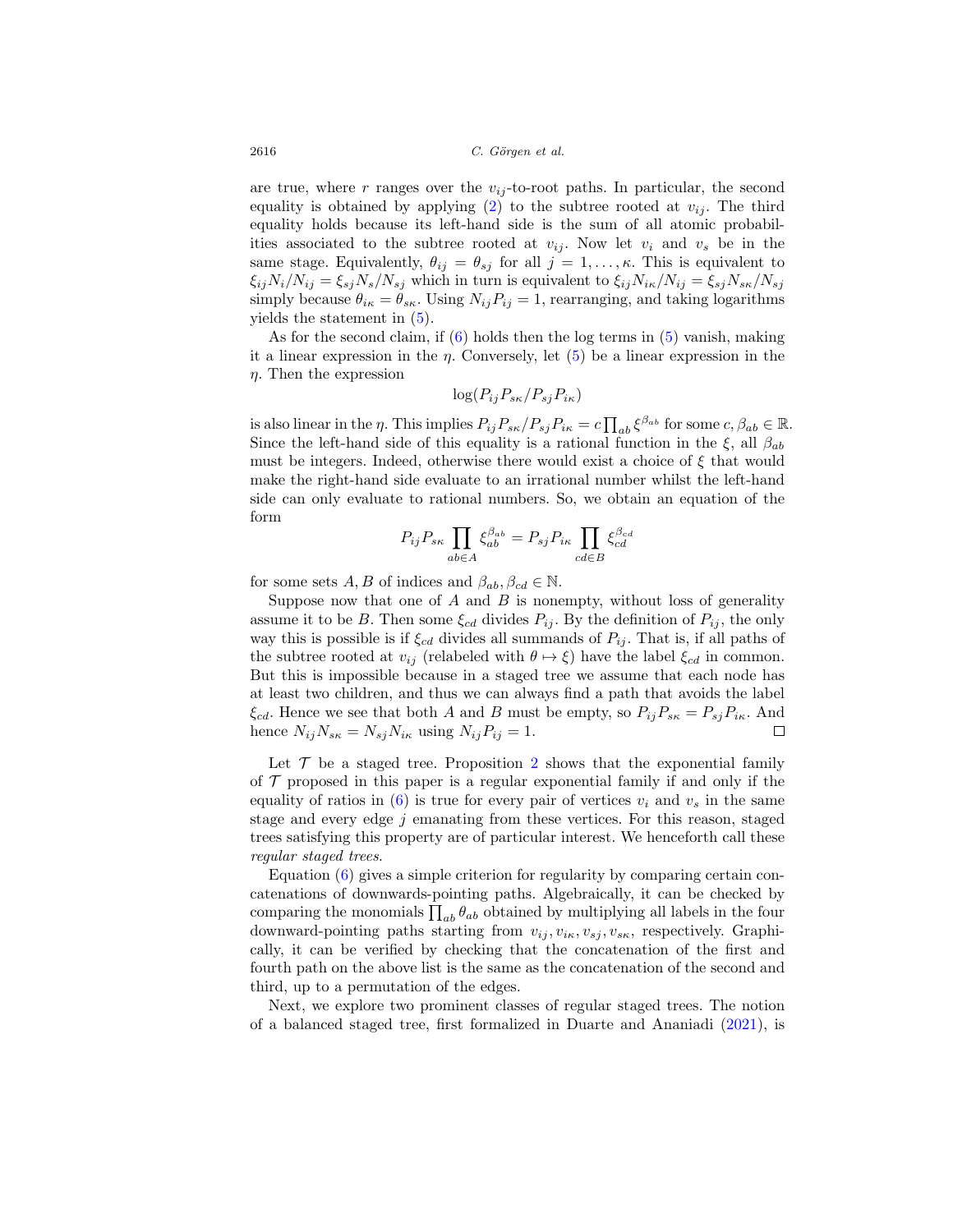are true, where $r$ ranges over the $v_{ij}$-to-root paths. In particular, the second equality is obtained by applying (2) to the subtree rooted at $v_{ij}$. The third equality holds because its left-hand side is the sum of all atomic probabilities associated to the subtree rooted at $v_{ij}$. Now let $v_i$ and $v_s$ be in the same stage. Equivalently, $\theta_{ij} = \theta_{sj}$ for all $j = 1, \ldots, \kappa$. This is equivalent to $\xi_{ij} N_i / N_{ij} = \xi_{sj} N_s / N_{sj}$ which in turn is equivalent to $\xi_{ij} N_{i\kappa} / N_{ij} = \xi_{sj} N_{s\kappa} / N_{sj}$ simply because $\theta_{i\kappa} = \theta_{s\kappa}$. Using $N_{ij} P_{ij} = 1$, rearranging, and taking logarithms yields the statement in (5).

As for the second claim, if (6) holds then the log terms in (5) vanish, making it a linear expression in the $\eta$. Conversely, let (5) be a linear expression in the $\eta$. Then the expression

$$\log(P_{ij} P_{s\kappa} / P_{sj} P_{i\kappa})$$

is also linear in the $\eta$. This implies $P_{ij} P_{s\kappa} / P_{sj} P_{i\kappa} = c \prod_{ab} \xi^{\beta_{ab}}$ for some $c, \beta_{ab} \in \mathbb{R}$. Since the left-hand side of this equality is a rational function in the $\xi$, all $\beta_{ab}$ must be integers. Indeed, otherwise there would exist a choice of $\xi$ that would make the right-hand side evaluate to an irrational number whilst the left-hand side can only evaluate to rational numbers. So, we obtain an equation of the form

$$P_{ij} P_{s\kappa} \prod_{ab \in A} \xi_{ab}^{\beta_{ab}} = P_{sj} P_{i\kappa} \prod_{cd \in B} \xi_{cd}^{\beta_{cd}}$$

for some sets $A, B$ of indices and $\beta_{ab}, \beta_{cd} \in \mathbb{N}$.

Suppose now that one of $A$ and $B$ is nonempty, without loss of generality assume it to be $B$. Then some $\xi_{cd}$ divides $P_{ij}$. By the definition of $P_{ij}$, the only way this is possible is if $\xi_{cd}$ divides all summands of $P_{ij}$. That is, if all paths of the subtree rooted at $v_{ij}$ (relabeled with $\theta \mapsto \xi$) have the label $\xi_{cd}$ in common. But this is impossible because in a staged tree we assume that each node has at least two children, and thus we can always find a path that avoids the label $\xi_{cd}$. Hence we see that both $A$ and $B$ must be empty, so $P_{ij} P_{s\kappa} = P_{sj} P_{i\kappa}$. And hence $N_{ij} N_{s\kappa} = N_{sj} N_{i\kappa}$ using $N_{ij} P_{ij} = 1$. □

Let $\mathcal{T}$ be a staged tree. Proposition 2 shows that the exponential family of $\mathcal{T}$ proposed in this paper is a regular exponential family if and only if the equality of ratios in (6) is true for every pair of vertices $v_i$ and $v_s$ in the same stage and every edge $j$ emanating from these vertices. For this reason, staged trees satisfying this property are of particular interest. We henceforth call these *regular staged trees*.

Equation (6) gives a simple criterion for regularity by comparing certain concatenations of downwards-pointing paths. Algebraically, it can be checked by comparing the monomials $\prod_{ab} \theta_{ab}$ obtained by multiplying all labels in the four downward-pointing paths starting from $v_{ij}, v_{i\kappa}, v_{sj}, v_{s\kappa}$, respectively. Graphically, it can be verified by checking that the concatenation of the first and fourth path on the above list is the same as the concatenation of the second and third, up to a permutation of the edges.

Next, we explore two prominent classes of regular staged trees. The notion of a balanced staged tree, first formalized in Duarte and Ananiadi (2021), is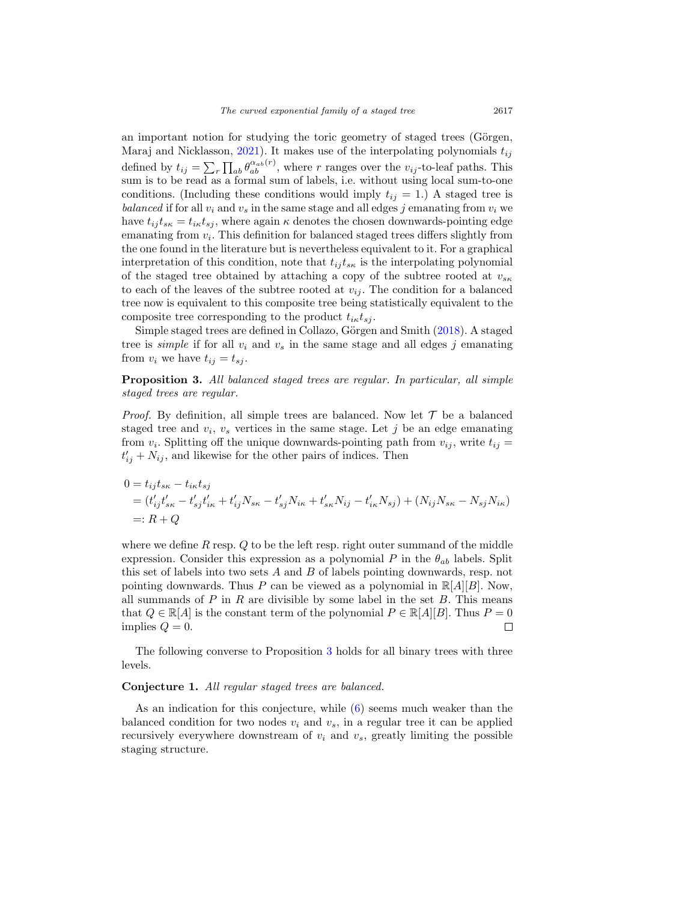an important notion for studying the toric geometry of staged trees (Görgen, Maraj and Nicklasson, 2021). It makes use of the interpolating polynomials $t_{ij}$ defined by $t_{ij} = \sum_r \prod_{ab} \theta_{ab}^{\alpha_{ab}(r)}$, where $r$ ranges over the $v_{ij}$-to-leaf paths. This sum is to be read as a formal sum of labels, i.e. without using local sum-to-one conditions. (Including these conditions would imply $t_{ij} = 1$.) A staged tree is *balanced* if for all $v_i$ and $v_s$ in the same stage and all edges $j$ emanating from $v_i$ we have $t_{ij}t_{s\kappa} = t_{i\kappa}t_{sj}$, where again $\kappa$ denotes the chosen downwards-pointing edge emanating from $v_i$. This definition for balanced staged trees differs slightly from the one found in the literature but is nevertheless equivalent to it. For a graphical interpretation of this condition, note that $t_{ij}t_{s\kappa}$ is the interpolating polynomial of the staged tree obtained by attaching a copy of the subtree rooted at $v_{s\kappa}$ to each of the leaves of the subtree rooted at $v_{ij}$. The condition for a balanced tree now is equivalent to this composite tree being statistically equivalent to the composite tree corresponding to the product $t_{i\kappa}t_{sj}$.

Simple staged trees are defined in Collazo, Görgen and Smith (2018). A staged tree is *simple* if for all $v_i$ and $v_s$ in the same stage and all edges $j$ emanating from $v_i$ we have $t_{ij} = t_{sj}$.

**Proposition 3.** *All balanced staged trees are regular. In particular, all simple staged trees are regular.*

*Proof.* By definition, all simple trees are balanced. Now let $\mathcal{T}$ be a balanced staged tree and $v_i$, $v_s$ vertices in the same stage. Let $j$ be an edge emanating from $v_i$. Splitting off the unique downwards-pointing path from $v_{ij}$, write $t_{ij} = t'_{ij} + N_{ij}$, and likewise for the other pairs of indices. Then

$$
\begin{aligned}
0 &= t_{ij}t_{s\kappa} - t_{i\kappa}t_{sj} \\
&= (t'_{ij}t'_{s\kappa} - t'_{sj}t'_{i\kappa} + t'_{ij}N_{s\kappa} - t'_{sj}N_{i\kappa} + t'_{s\kappa}N_{ij} - t'_{i\kappa}N_{sj}) + (N_{ij}N_{s\kappa} - N_{sj}N_{i\kappa}) \\
&=: R + Q
\end{aligned}
$$

where we define $R$ resp. $Q$ to be the left resp. right outer summand of the middle expression. Consider this expression as a polynomial $P$ in the $\theta_{ab}$ labels. Split this set of labels into two sets $A$ and $B$ of labels pointing downwards, resp. not pointing downwards. Thus $P$ can be viewed as a polynomial in $\mathbb{R}[A][B]$. Now, all summands of $P$ in $R$ are divisible by some label in the set $B$. This means that $Q \in \mathbb{R}[A]$ is the constant term of the polynomial $P \in \mathbb{R}[A][B]$. Thus $P = 0$ implies $Q = 0$. $\square$

The following converse to Proposition 3 holds for all binary trees with three levels.

**Conjecture 1.** *All regular staged trees are balanced.*

As an indication for this conjecture, while (6) seems much weaker than the balanced condition for two nodes $v_i$ and $v_s$, in a regular tree it can be applied recursively everywhere downstream of $v_i$ and $v_s$, greatly limiting the possible staging structure.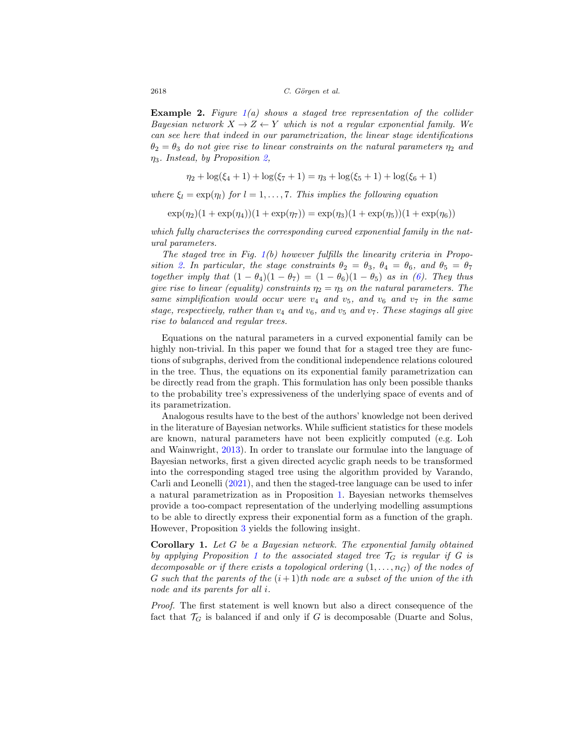**Example 2.** *Figure 1(a) shows a staged tree representation of the collider Bayesian network $X \to Z \leftarrow Y$ which is not a regular exponential family. We can see here that indeed in our parametrization, the linear stage identifications $\theta_2 = \theta_3$ do not give rise to linear constraints on the natural parameters $\eta_2$ and $\eta_3$. Instead, by Proposition 2,*

$$\eta_2 + \log(\xi_4 + 1) + \log(\xi_7 + 1) = \eta_3 + \log(\xi_5 + 1) + \log(\xi_6 + 1)$$

*where $\xi_l = \exp(\eta_l)$ for $l = 1, \ldots, 7$. This implies the following equation*

$$\exp(\eta_2)(1 + \exp(\eta_4))(1 + \exp(\eta_7)) = \exp(\eta_3)(1 + \exp(\eta_5))(1 + \exp(\eta_6))$$

*which fully characterises the corresponding curved exponential family in the natural parameters.*

*The staged tree in Fig. 1(b) however fulfills the linearity criteria in Proposition 2. In particular, the stage constraints $\theta_2 = \theta_3$, $\theta_4 = \theta_6$, and $\theta_5 = \theta_7$ together imply that $(1 - \theta_4)(1 - \theta_7) = (1 - \theta_6)(1 - \theta_5)$ as in (6). They thus give rise to linear (equality) constraints $\eta_2 = \eta_3$ on the natural parameters. The same simplification would occur were $v_4$ and $v_5$, and $v_6$ and $v_7$ in the same stage, respectively, rather than $v_4$ and $v_6$, and $v_5$ and $v_7$. These stagings all give rise to balanced and regular trees.*

Equations on the natural parameters in a curved exponential family can be highly non-trivial. In this paper we found that for a staged tree they are functions of subgraphs, derived from the conditional independence relations coloured in the tree. Thus, the equations on its exponential family parametrization can be directly read from the graph. This formulation has only been possible thanks to the probability tree's expressiveness of the underlying space of events and of its parametrization.

Analogous results have to the best of the authors' knowledge not been derived in the literature of Bayesian networks. While sufficient statistics for these models are known, natural parameters have not been explicitly computed (e.g. Loh and Wainwright, 2013). In order to translate our formulae into the language of Bayesian networks, first a given directed acyclic graph needs to be transformed into the corresponding staged tree using the algorithm provided by Varando, Carli and Leonelli (2021), and then the staged-tree language can be used to infer a natural parametrization as in Proposition 1. Bayesian networks themselves provide a too-compact representation of the underlying modelling assumptions to be able to directly express their exponential form as a function of the graph. However, Proposition 3 yields the following insight.

**Corollary 1.** *Let $G$ be a Bayesian network. The exponential family obtained by applying Proposition 1 to the associated staged tree $\mathcal{T}_G$ is regular if $G$ is decomposable or if there exists a topological ordering $(1, \ldots, n_G)$ of the nodes of $G$ such that the parents of the $(i+1)$th node are a subset of the union of the $i$th node and its parents for all $i$.*

*Proof.* The first statement is well known but also a direct consequence of the fact that $\mathcal{T}_G$ is balanced if and only if $G$ is decomposable (Duarte and Solus,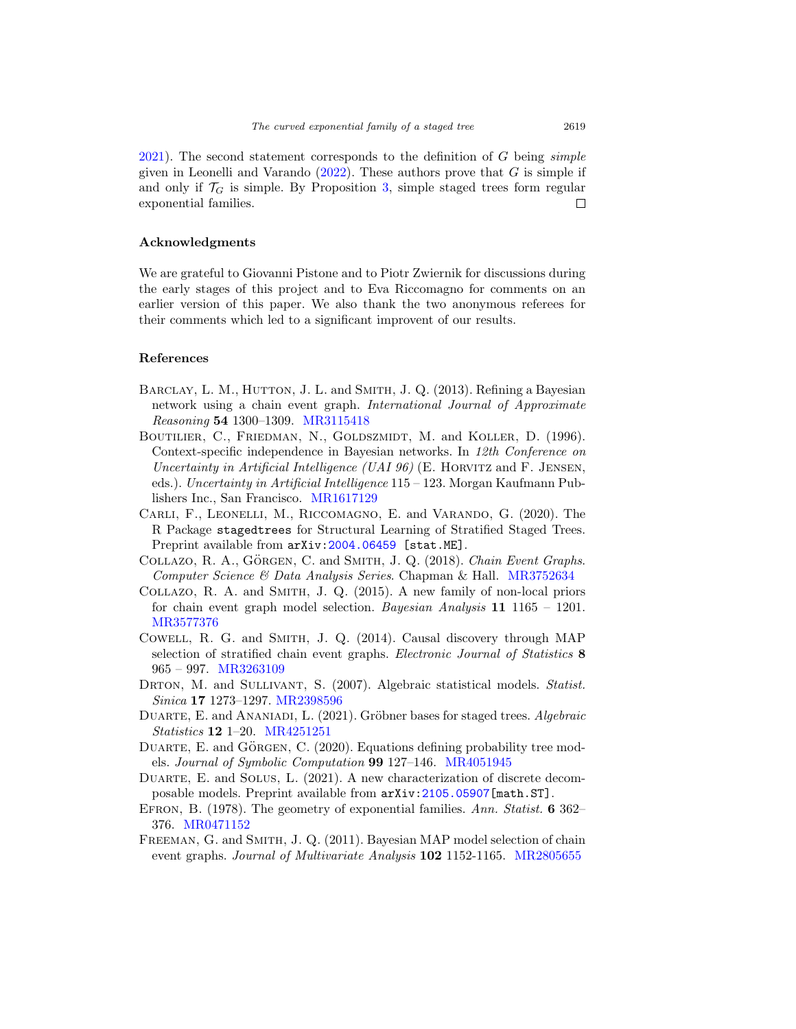2021). The second statement corresponds to the definition of $G$ being *simple* given in Leonelli and Varando (2022). These authors prove that $G$ is simple if and only if $\mathcal{T}_G$ is simple. By Proposition 3, simple staged trees form regular exponential families. □

## Acknowledgments

We are grateful to Giovanni Pistone and to Piotr Zwiernik for discussions during the early stages of this project and to Eva Riccomagno for comments on an earlier version of this paper. We also thank the two anonymous referees for their comments which led to a significant improvent of our results.

## References

Barclay, L. M., Hutton, J. L. and Smith, J. Q. (2013). Refining a Bayesian network using a chain event graph. *International Journal of Approximate Reasoning* **54** 1300–1309. MR3115418

Boutilier, C., Friedman, N., Goldszmidt, M. and Koller, D. (1996). Context-specific independence in Bayesian networks. In *12th Conference on Uncertainty in Artificial Intelligence (UAI 96)* (E. Horvitz and F. Jensen, eds.). *Uncertainty in Artificial Intelligence* 115 – 123. Morgan Kaufmann Publishers Inc., San Francisco. MR1617129

Carli, F., Leonelli, M., Riccomagno, E. and Varando, G. (2020). The R Package `stagedtrees` for Structural Learning of Stratified Staged Trees. Preprint available from `arXiv:2004.06459 [stat.ME]`.

Collazo, R. A., Görgen, C. and Smith, J. Q. (2018). *Chain Event Graphs*. *Computer Science & Data Analysis Series*. Chapman & Hall. MR3752634

Collazo, R. A. and Smith, J. Q. (2015). A new family of non-local priors for chain event graph model selection. *Bayesian Analysis* **11** 1165 – 1201. MR3577376

Cowell, R. G. and Smith, J. Q. (2014). Causal discovery through MAP selection of stratified chain event graphs. *Electronic Journal of Statistics* **8** 965 – 997. MR3263109

Drton, M. and Sullivant, S. (2007). Algebraic statistical models. *Statist. Sinica* **17** 1273–1297. MR2398596

Duarte, E. and Ananiadi, L. (2021). Gröbner bases for staged trees. *Algebraic Statistics* **12** 1–20. MR4251251

Duarte, E. and Görgen, C. (2020). Equations defining probability tree models. *Journal of Symbolic Computation* **99** 127–146. MR4051945

Duarte, E. and Solus, L. (2021). A new characterization of discrete decomposable models. Preprint available from `arXiv:2105.05907[math.ST]`.

Efron, B. (1978). The geometry of exponential families. *Ann. Statist.* **6** 362–376. MR0471152

Freeman, G. and Smith, J. Q. (2011). Bayesian MAP model selection of chain event graphs. *Journal of Multivariate Analysis* **102** 1152-1165. MR2805655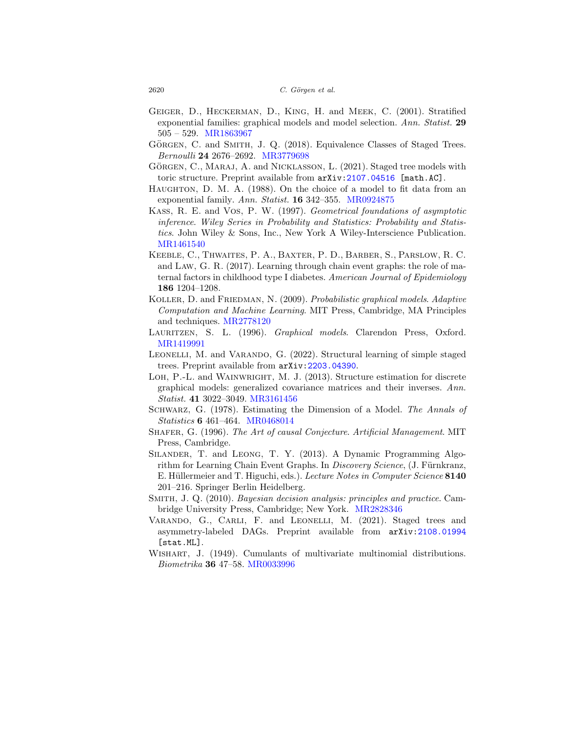Geiger, D., Heckerman, D., King, H. and Meek, C. (2001). Stratified exponential families: graphical models and model selection. *Ann. Statist.* **29** 505 – 529. MR1863967

Görgen, C. and Smith, J. Q. (2018). Equivalence Classes of Staged Trees. *Bernoulli* **24** 2676–2692. MR3779698

Görgen, C., Maraj, A. and Nicklasson, L. (2021). Staged tree models with toric structure. Preprint available from `arXiv:2107.04516 [math.AC]`.

Haughton, D. M. A. (1988). On the choice of a model to fit data from an exponential family. *Ann. Statist.* **16** 342–355. MR0924875

Kass, R. E. and Vos, P. W. (1997). *Geometrical foundations of asymptotic inference*. *Wiley Series in Probability and Statistics: Probability and Statistics*. John Wiley & Sons, Inc., New York A Wiley-Interscience Publication. MR1461540

Keeble, C., Thwaites, P. A., Baxter, P. D., Barber, S., Parslow, R. C. and Law, G. R. (2017). Learning through chain event graphs: the role of maternal factors in childhood type I diabetes. *American Journal of Epidemiology* **186** 1204–1208.

Koller, D. and Friedman, N. (2009). *Probabilistic graphical models*. *Adaptive Computation and Machine Learning*. MIT Press, Cambridge, MA Principles and techniques. MR2778120

Lauritzen, S. L. (1996). *Graphical models*. Clarendon Press, Oxford. MR1419991

Leonelli, M. and Varando, G. (2022). Structural learning of simple staged trees. Preprint available from `arXiv:2203.04390`.

Loh, P.-L. and Wainwright, M. J. (2013). Structure estimation for discrete graphical models: generalized covariance matrices and their inverses. *Ann. Statist.* **41** 3022–3049. MR3161456

Schwarz, G. (1978). Estimating the Dimension of a Model. *The Annals of Statistics* **6** 461–464. MR0468014

Shafer, G. (1996). *The Art of causal Conjecture*. *Artificial Management*. MIT Press, Cambridge.

Silander, T. and Leong, T. Y. (2013). A Dynamic Programming Algorithm for Learning Chain Event Graphs. In *Discovery Science*, (J. Fürnkranz, E. Hüllermeier and T. Higuchi, eds.). *Lecture Notes in Computer Science* **8140** 201–216. Springer Berlin Heidelberg.

Smith, J. Q. (2010). *Bayesian decision analysis: principles and practice*. Cambridge University Press, Cambridge; New York. MR2828346

Varando, G., Carli, F. and Leonelli, M. (2021). Staged trees and asymmetry-labeled DAGs. Preprint available from `arXiv:2108.01994 [stat.ML]`.

Wishart, J. (1949). Cumulants of multivariate multinomial distributions. *Biometrika* **36** 47–58. MR0033996